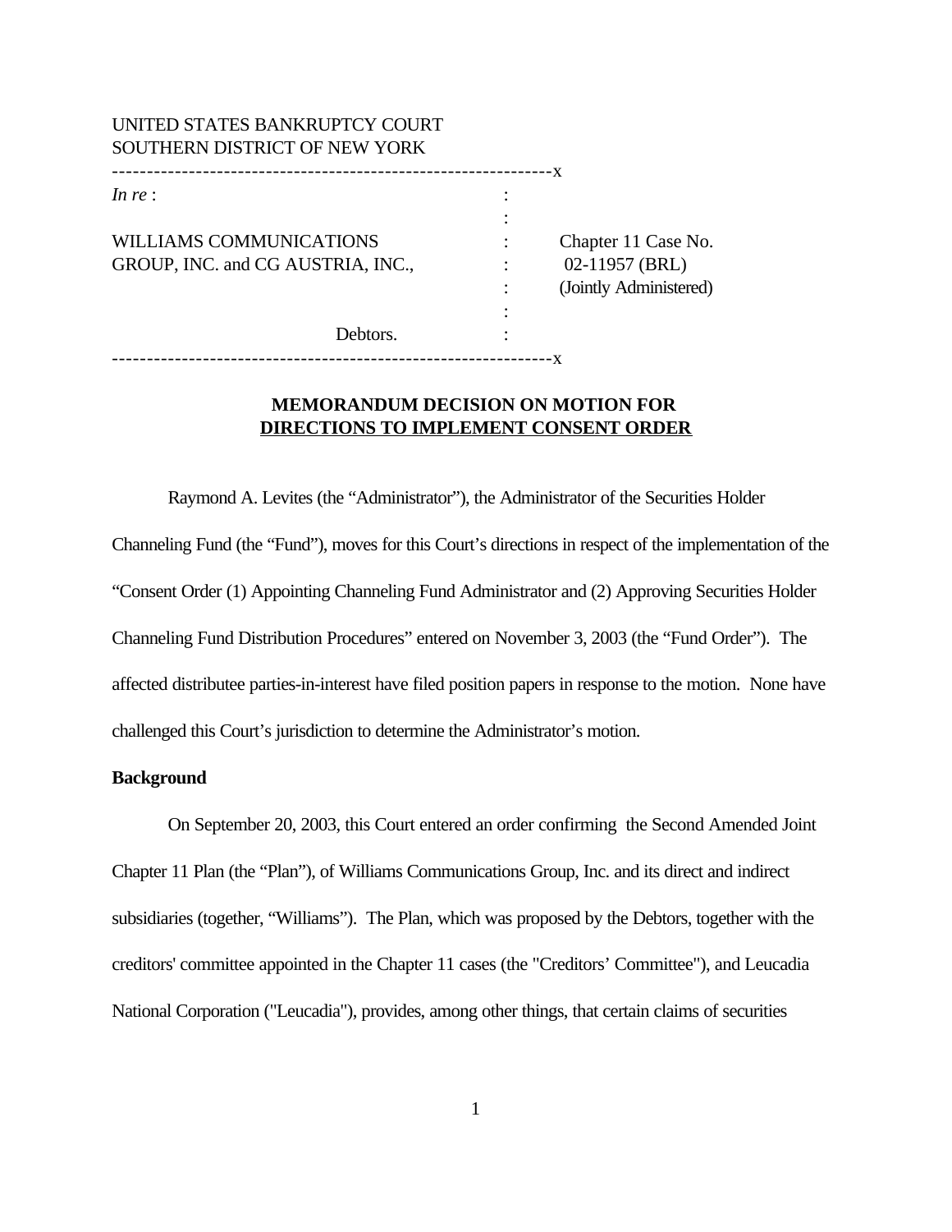UNITED STATES BANKRUPTCY COURT
SOUTHERN DISTRICT OF NEW YORK

---------------------------------------------------------------x

| | | |
|---|---|---|
| *In re* : | : | |
| | : | |
| WILLIAMS COMMUNICATIONS GROUP, INC. and CG AUSTRIA, INC., | : | Chapter 11 Case No. 02-11957 (BRL) (Jointly Administered) |
| | : | |
| Debtors. | : | |

---------------------------------------------------------------x

**MEMORANDUM DECISION ON MOTION FOR DIRECTIONS TO IMPLEMENT CONSENT ORDER**

Raymond A. Levites (the "Administrator"), the Administrator of the Securities Holder Channeling Fund (the "Fund"), moves for this Court's directions in respect of the implementation of the "Consent Order (1) Appointing Channeling Fund Administrator and (2) Approving Securities Holder Channeling Fund Distribution Procedures" entered on November 3, 2003 (the "Fund Order"). The affected distributee parties-in-interest have filed position papers in response to the motion. None have challenged this Court's jurisdiction to determine the Administrator's motion.

**Background**

On September 20, 2003, this Court entered an order confirming the Second Amended Joint Chapter 11 Plan (the "Plan"), of Williams Communications Group, Inc. and its direct and indirect subsidiaries (together, "Williams"). The Plan, which was proposed by the Debtors, together with the creditors' committee appointed in the Chapter 11 cases (the "Creditors' Committee"), and Leucadia National Corporation ("Leucadia"), provides, among other things, that certain claims of securities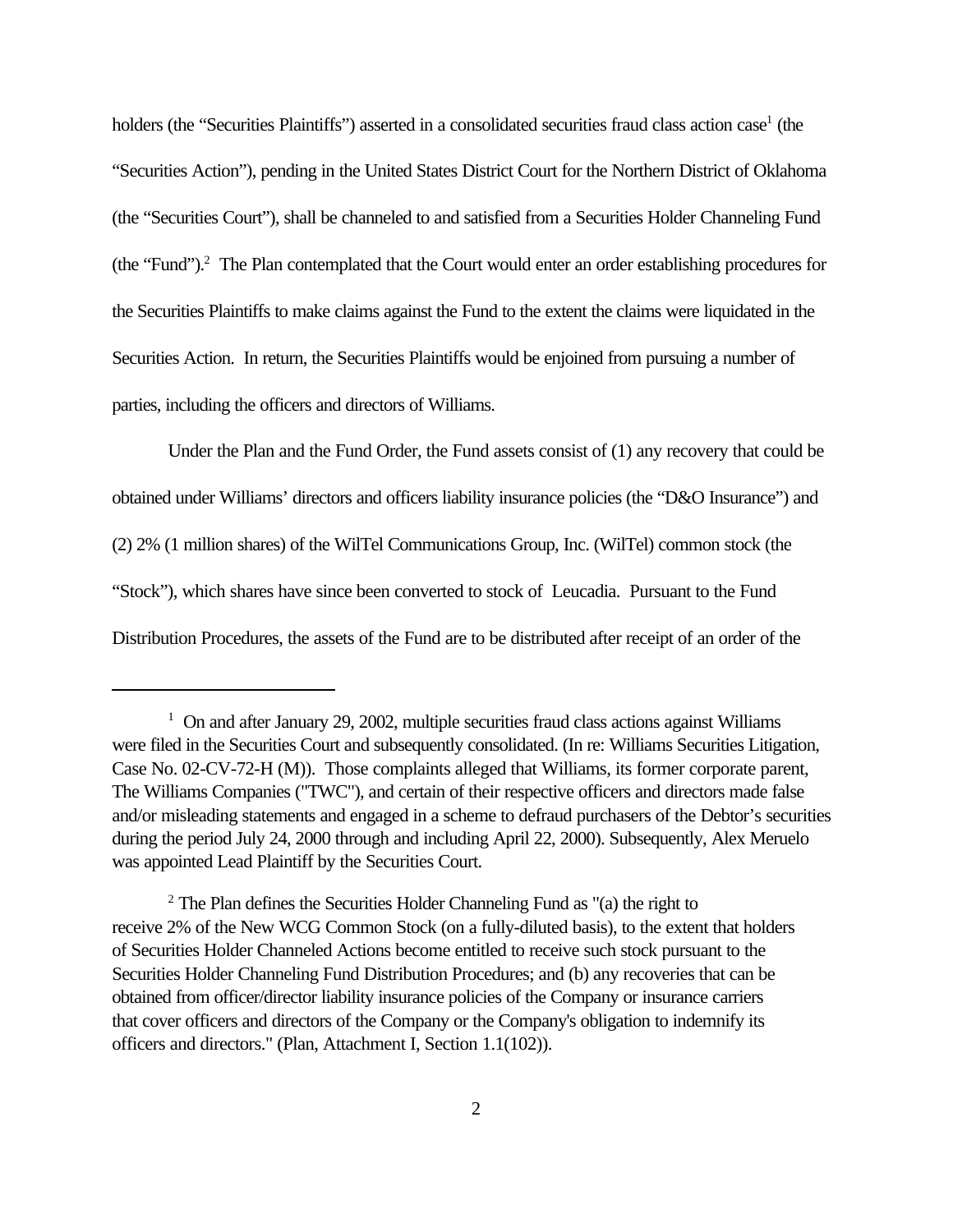holders (the "Securities Plaintiffs") asserted in a consolidated securities fraud class action case[1] (the "Securities Action"), pending in the United States District Court for the Northern District of Oklahoma (the "Securities Court"), shall be channeled to and satisfied from a Securities Holder Channeling Fund (the "Fund").[2] The Plan contemplated that the Court would enter an order establishing procedures for the Securities Plaintiffs to make claims against the Fund to the extent the claims were liquidated in the Securities Action. In return, the Securities Plaintiffs would be enjoined from pursuing a number of parties, including the officers and directors of Williams.

Under the Plan and the Fund Order, the Fund assets consist of (1) any recovery that could be obtained under Williams' directors and officers liability insurance policies (the "D&O Insurance") and (2) 2% (1 million shares) of the WilTel Communications Group, Inc. (WilTel) common stock (the "Stock"), which shares have since been converted to stock of Leucadia. Pursuant to the Fund Distribution Procedures, the assets of the Fund are to be distributed after receipt of an order of the

---

[1] On and after January 29, 2002, multiple securities fraud class actions against Williams were filed in the Securities Court and subsequently consolidated. (In re: Williams Securities Litigation, Case No. 02-CV-72-H (M)). Those complaints alleged that Williams, its former corporate parent, The Williams Companies ("TWC"), and certain of their respective officers and directors made false and/or misleading statements and engaged in a scheme to defraud purchasers of the Debtor's securities during the period July 24, 2000 through and including April 22, 2000). Subsequently, Alex Meruelo was appointed Lead Plaintiff by the Securities Court.

[2] The Plan defines the Securities Holder Channeling Fund as "(a) the right to receive 2% of the New WCG Common Stock (on a fully-diluted basis), to the extent that holders of Securities Holder Channeled Actions become entitled to receive such stock pursuant to the Securities Holder Channeling Fund Distribution Procedures; and (b) any recoveries that can be obtained from officer/director liability insurance policies of the Company or insurance carriers that cover officers and directors of the Company or the Company's obligation to indemnify its officers and directors." (Plan, Attachment I, Section 1.1(102)).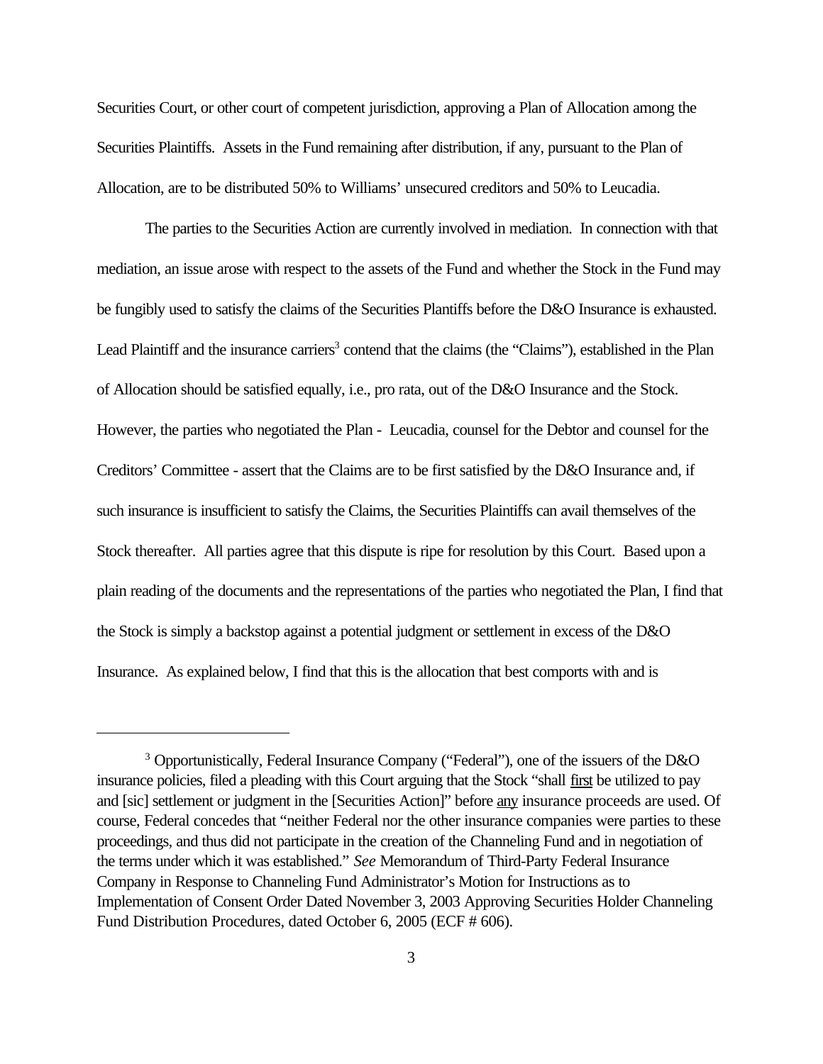Securities Court, or other court of competent jurisdiction, approving a Plan of Allocation among the Securities Plaintiffs. Assets in the Fund remaining after distribution, if any, pursuant to the Plan of Allocation, are to be distributed 50% to Williams' unsecured creditors and 50% to Leucadia.

The parties to the Securities Action are currently involved in mediation. In connection with that mediation, an issue arose with respect to the assets of the Fund and whether the Stock in the Fund may be fungibly used to satisfy the claims of the Securities Plantiffs before the D&O Insurance is exhausted. Lead Plaintiff and the insurance carriers[3] contend that the claims (the "Claims"), established in the Plan of Allocation should be satisfied equally, i.e., pro rata, out of the D&O Insurance and the Stock. However, the parties who negotiated the Plan - Leucadia, counsel for the Debtor and counsel for the Creditors' Committee - assert that the Claims are to be first satisfied by the D&O Insurance and, if such insurance is insufficient to satisfy the Claims, the Securities Plaintiffs can avail themselves of the Stock thereafter. All parties agree that this dispute is ripe for resolution by this Court. Based upon a plain reading of the documents and the representations of the parties who negotiated the Plan, I find that the Stock is simply a backstop against a potential judgment or settlement in excess of the D&O Insurance. As explained below, I find that this is the allocation that best comports with and is

---

[3] Opportunistically, Federal Insurance Company ("Federal"), one of the issuers of the D&O insurance policies, filed a pleading with this Court arguing that the Stock "shall first be utilized to pay and [sic] settlement or judgment in the [Securities Action]" before any insurance proceeds are used. Of course, Federal concedes that "neither Federal nor the other insurance companies were parties to these proceedings, and thus did not participate in the creation of the Channeling Fund and in negotiation of the terms under which it was established." *See* Memorandum of Third-Party Federal Insurance Company in Response to Channeling Fund Administrator's Motion for Instructions as to Implementation of Consent Order Dated November 3, 2003 Approving Securities Holder Channeling Fund Distribution Procedures, dated October 6, 2005 (ECF # 606).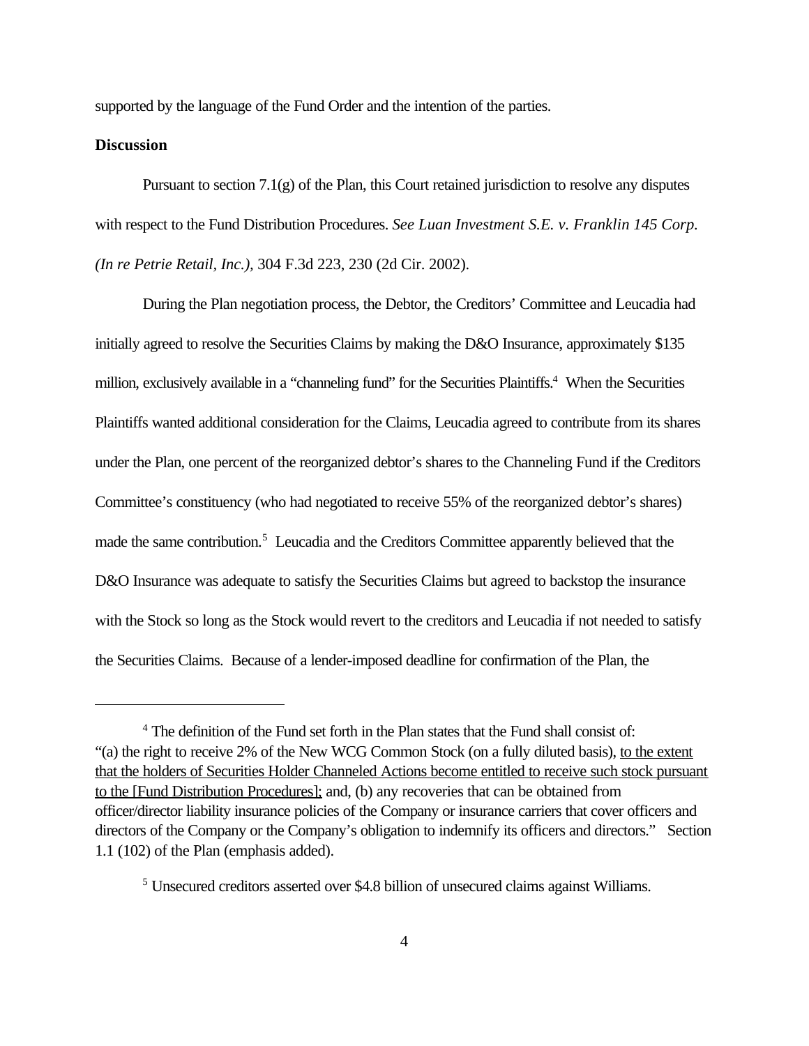supported by the language of the Fund Order and the intention of the parties.

**Discussion**

Pursuant to section 7.1(g) of the Plan, this Court retained jurisdiction to resolve any disputes with respect to the Fund Distribution Procedures. *See Luan Investment S.E. v. Franklin 145 Corp. (In re Petrie Retail, Inc.),* 304 F.3d 223, 230 (2d Cir. 2002).

During the Plan negotiation process, the Debtor, the Creditors' Committee and Leucadia had initially agreed to resolve the Securities Claims by making the D&O Insurance, approximately $135 million, exclusively available in a "channeling fund" for the Securities Plaintiffs.[4] When the Securities Plaintiffs wanted additional consideration for the Claims, Leucadia agreed to contribute from its shares under the Plan, one percent of the reorganized debtor's shares to the Channeling Fund if the Creditors Committee's constituency (who had negotiated to receive 55% of the reorganized debtor's shares) made the same contribution.[5] Leucadia and the Creditors Committee apparently believed that the D&O Insurance was adequate to satisfy the Securities Claims but agreed to backstop the insurance with the Stock so long as the Stock would revert to the creditors and Leucadia if not needed to satisfy the Securities Claims. Because of a lender-imposed deadline for confirmation of the Plan, the

---

[4] The definition of the Fund set forth in the Plan states that the Fund shall consist of: "(a) the right to receive 2% of the New WCG Common Stock (on a fully diluted basis), <u>to the extent that the holders of Securities Holder Channeled Actions become entitled to receive such stock pursuant to the [Fund Distribution Procedures];</u> and, (b) any recoveries that can be obtained from officer/director liability insurance policies of the Company or insurance carriers that cover officers and directors of the Company or the Company's obligation to indemnify its officers and directors." Section 1.1 (102) of the Plan (emphasis added).

[5] Unsecured creditors asserted over $4.8 billion of unsecured claims against Williams.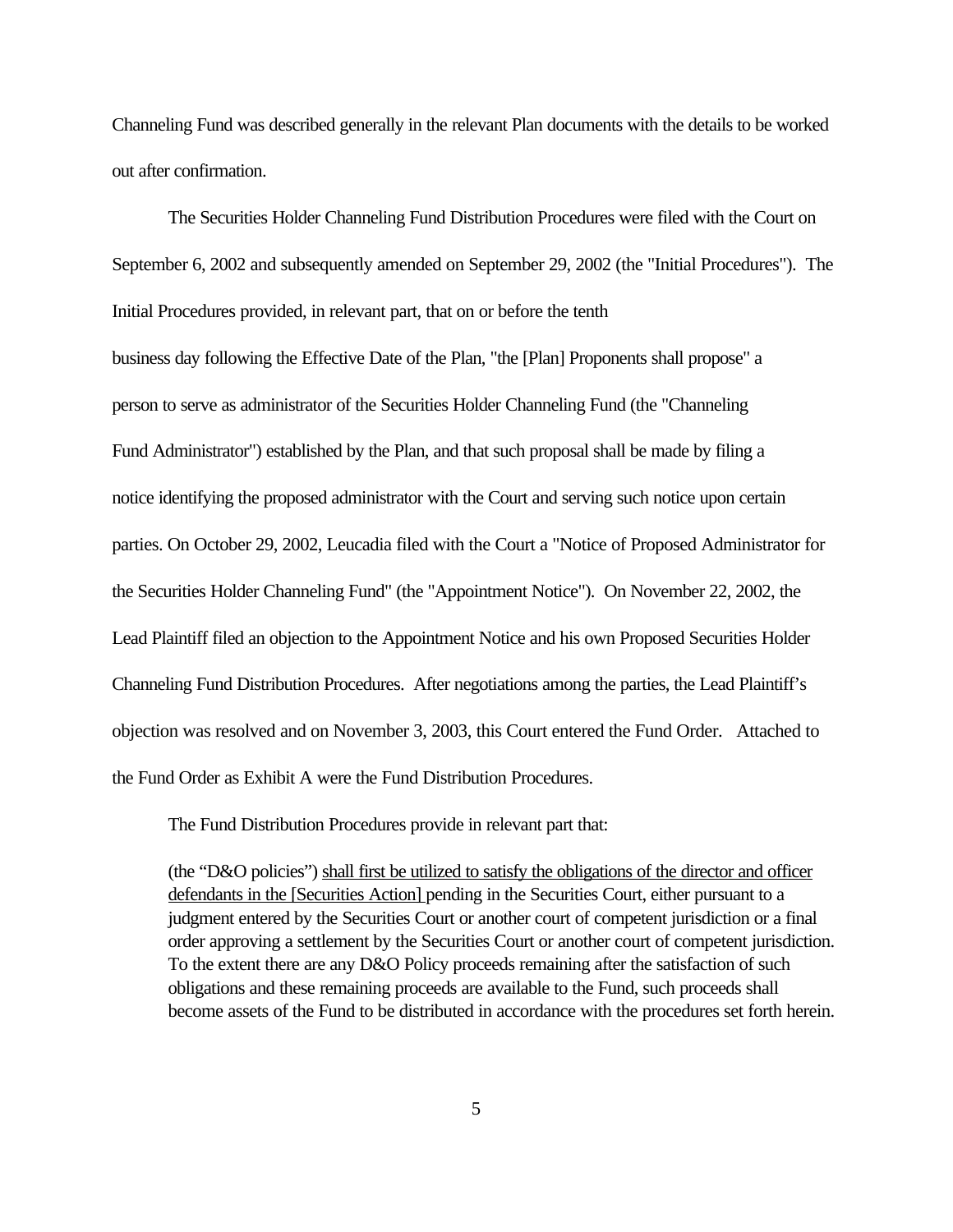Channeling Fund was described generally in the relevant Plan documents with the details to be worked out after confirmation.

The Securities Holder Channeling Fund Distribution Procedures were filed with the Court on September 6, 2002 and subsequently amended on September 29, 2002 (the "Initial Procedures"). The Initial Procedures provided, in relevant part, that on or before the tenth business day following the Effective Date of the Plan, "the [Plan] Proponents shall propose" a person to serve as administrator of the Securities Holder Channeling Fund (the "Channeling Fund Administrator") established by the Plan, and that such proposal shall be made by filing a notice identifying the proposed administrator with the Court and serving such notice upon certain parties. On October 29, 2002, Leucadia filed with the Court a "Notice of Proposed Administrator for the Securities Holder Channeling Fund" (the "Appointment Notice"). On November 22, 2002, the Lead Plaintiff filed an objection to the Appointment Notice and his own Proposed Securities Holder Channeling Fund Distribution Procedures. After negotiations among the parties, the Lead Plaintiff's objection was resolved and on November 3, 2003, this Court entered the Fund Order. Attached to the Fund Order as Exhibit A were the Fund Distribution Procedures.

The Fund Distribution Procedures provide in relevant part that:

> (the "D&O policies") <u>shall first be utilized to satisfy the obligations of the director and officer defendants in the [Securities Action]</u> pending in the Securities Court, either pursuant to a judgment entered by the Securities Court or another court of competent jurisdiction or a final order approving a settlement by the Securities Court or another court of competent jurisdiction. To the extent there are any D&O Policy proceeds remaining after the satisfaction of such obligations and these remaining proceeds are available to the Fund, such proceeds shall become assets of the Fund to be distributed in accordance with the procedures set forth herein.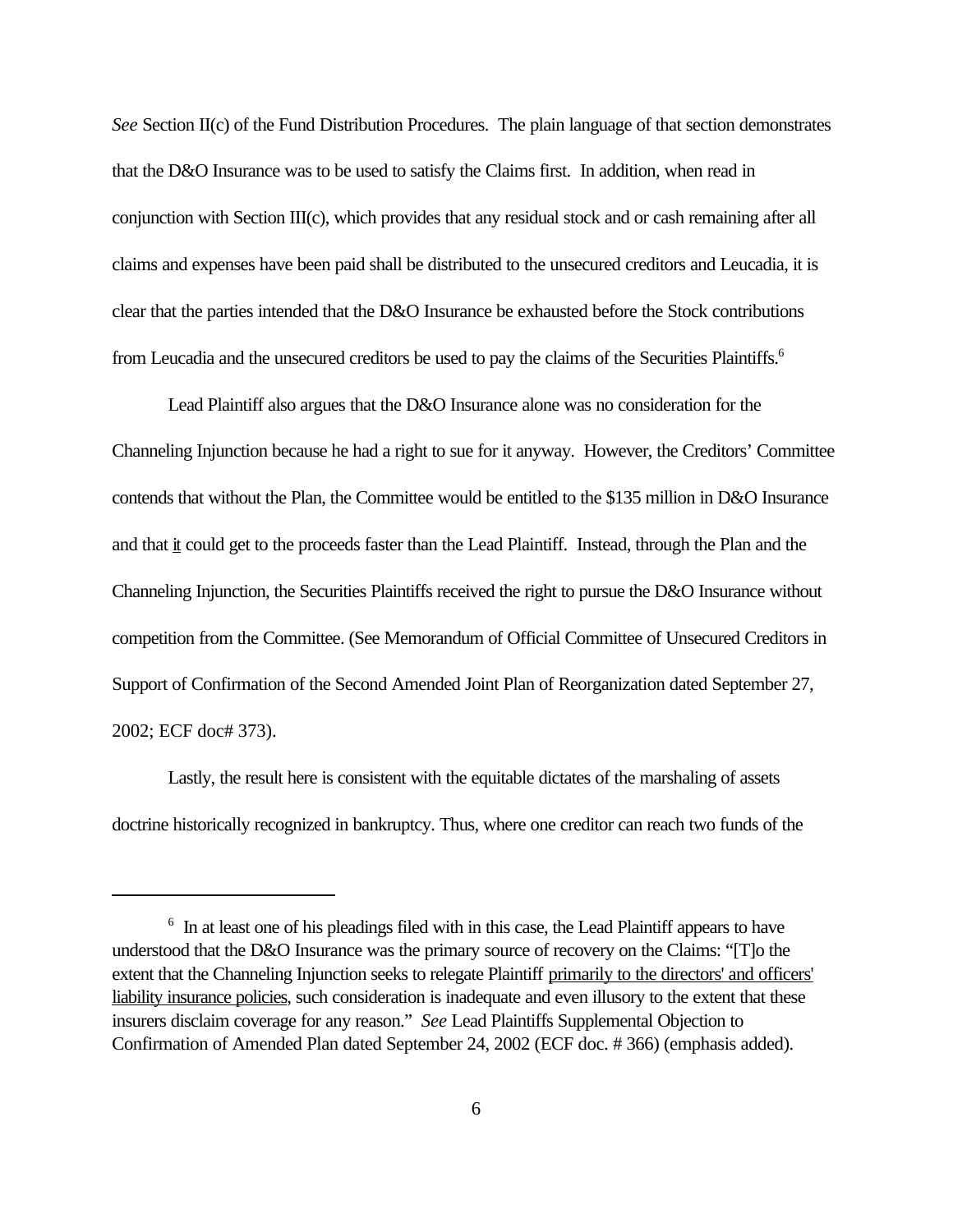*See* Section II(c) of the Fund Distribution Procedures. The plain language of that section demonstrates that the D&O Insurance was to be used to satisfy the Claims first. In addition, when read in conjunction with Section III(c), which provides that any residual stock and or cash remaining after all claims and expenses have been paid shall be distributed to the unsecured creditors and Leucadia, it is clear that the parties intended that the D&O Insurance be exhausted before the Stock contributions from Leucadia and the unsecured creditors be used to pay the claims of the Securities Plaintiffs.[6]

Lead Plaintiff also argues that the D&O Insurance alone was no consideration for the Channeling Injunction because he had a right to sue for it anyway. However, the Creditors' Committee contends that without the Plan, the Committee would be entitled to the $135 million in D&O Insurance and that it could get to the proceeds faster than the Lead Plaintiff. Instead, through the Plan and the Channeling Injunction, the Securities Plaintiffs received the right to pursue the D&O Insurance without competition from the Committee. (See Memorandum of Official Committee of Unsecured Creditors in Support of Confirmation of the Second Amended Joint Plan of Reorganization dated September 27, 2002; ECF doc# 373).

Lastly, the result here is consistent with the equitable dictates of the marshaling of assets doctrine historically recognized in bankruptcy. Thus, where one creditor can reach two funds of the

---

[6] In at least one of his pleadings filed with in this case, the Lead Plaintiff appears to have understood that the D&O Insurance was the primary source of recovery on the Claims: "[T]o the extent that the Channeling Injunction seeks to relegate Plaintiff primarily to the directors' and officers' liability insurance policies, such consideration is inadequate and even illusory to the extent that these insurers disclaim coverage for any reason." *See* Lead Plaintiffs Supplemental Objection to Confirmation of Amended Plan dated September 24, 2002 (ECF doc. # 366) (emphasis added).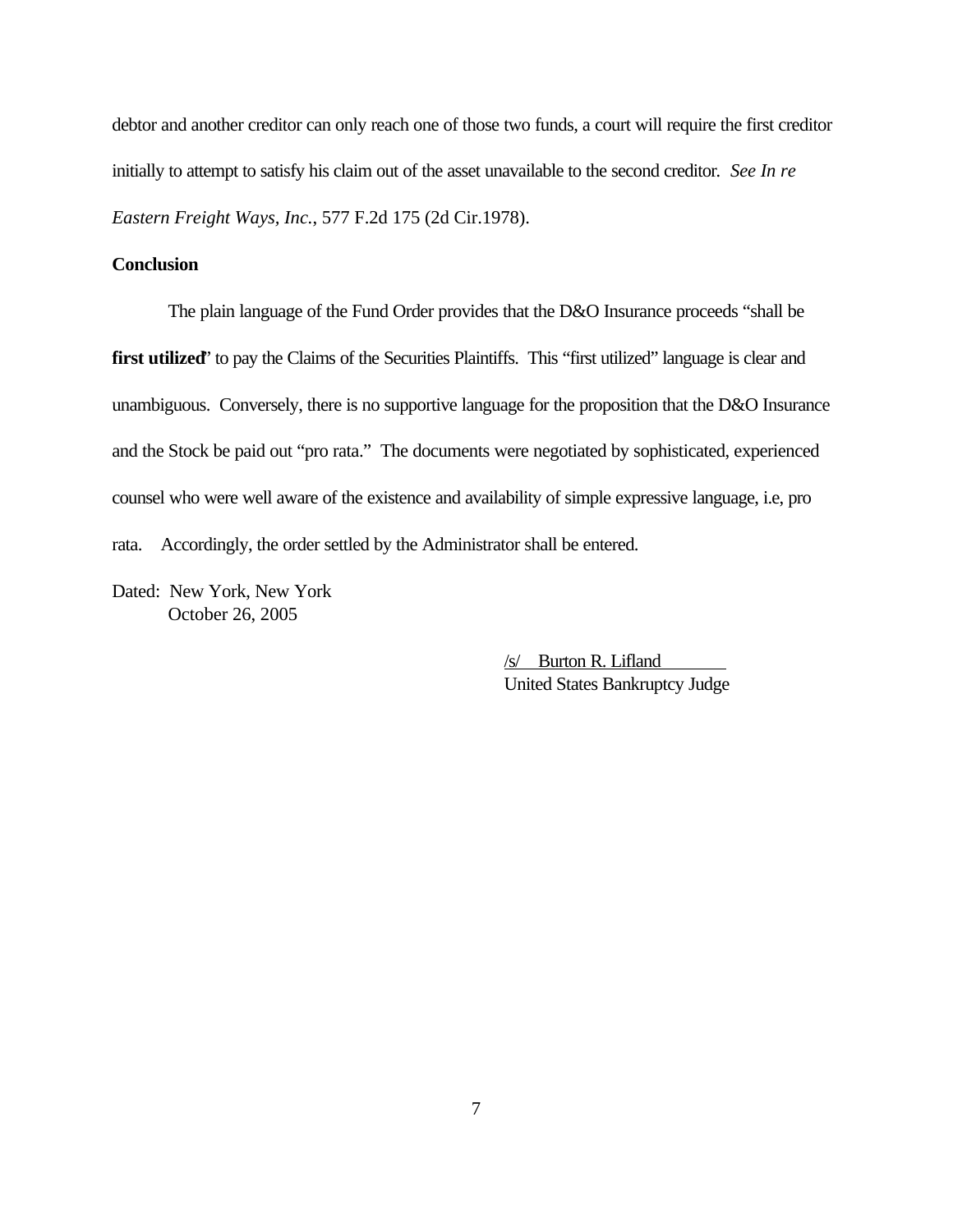debtor and another creditor can only reach one of those two funds, a court will require the first creditor initially to attempt to satisfy his claim out of the asset unavailable to the second creditor. *See In re Eastern Freight Ways, Inc.*, 577 F.2d 175 (2d Cir.1978).

**Conclusion**

The plain language of the Fund Order provides that the D&O Insurance proceeds "shall be **first utilized**" to pay the Claims of the Securities Plaintiffs. This "first utilized" language is clear and unambiguous. Conversely, there is no supportive language for the proposition that the D&O Insurance and the Stock be paid out "pro rata." The documents were negotiated by sophisticated, experienced counsel who were well aware of the existence and availability of simple expressive language, i.e, pro rata. Accordingly, the order settled by the Administrator shall be entered.

Dated: New York, New York
October 26, 2005

/s/ Burton R. Lifland
United States Bankruptcy Judge